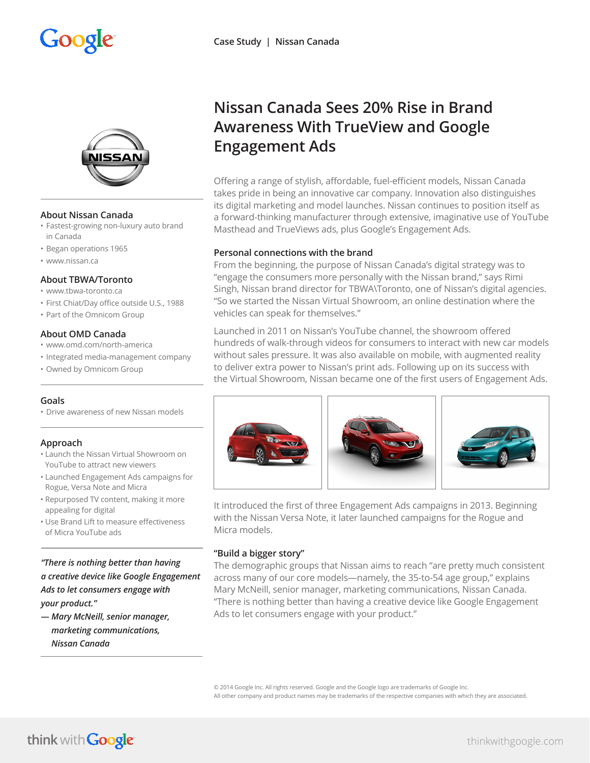Case Study | Nissan Canada

# Nissan Canada Sees 20% Rise in Brand Awareness With TrueView and Google Engagement Ads

### About Nissan Canada

- Fastest-growing non-luxury auto brand in Canada
- Began operations 1965
- www.nissan.ca

### About TBWA/Toronto

- www.tbwa-toronto.ca
- First Chiat/Day office outside U.S., 1988
- Part of the Omnicom Group

### About OMD Canada

- www.omd.com/north-america
- Integrated media-management company
- Owned by Omnicom Group

### Goals

- Drive awareness of new Nissan models

### Approach

- Launch the Nissan Virtual Showroom on YouTube to attract new viewers
- Launched Engagement Ads campaigns for Rogue, Versa Note and Micra
- Repurposed TV content, making it more appealing for digital
- Use Brand Lift to measure effectiveness of Micra YouTube ads

*"There is nothing better than having a creative device like Google Engagement Ads to let consumers engage with your product."*

*— Mary McNeill, senior manager, marketing communications, Nissan Canada*

Offering a range of stylish, affordable, fuel-efficient models, Nissan Canada takes pride in being an innovative car company. Innovation also distinguishes its digital marketing and model launches. Nissan continues to position itself as a forward-thinking manufacturer through extensive, imaginative use of YouTube Masthead and TrueViews ads, plus Google's Engagement Ads.

### Personal connections with the brand

From the beginning, the purpose of Nissan Canada's digital strategy was to "engage the consumers more personally with the Nissan brand," says Rimi Singh, Nissan brand director for TBWA\Toronto, one of Nissan's digital agencies. "So we started the Nissan Virtual Showroom, an online destination where the vehicles can speak for themselves."

Launched in 2011 on Nissan's YouTube channel, the showroom offered hundreds of walk-through videos for consumers to interact with new car models without sales pressure. It was also available on mobile, with augmented reality to deliver extra power to Nissan's print ads. Following up on its success with the Virtual Showroom, Nissan became one of the first users of Engagement Ads.

It introduced the first of three Engagement Ads campaigns in 2013. Beginning with the Nissan Versa Note, it later launched campaigns for the Rogue and Micra models.

### "Build a bigger story"

The demographic groups that Nissan aims to reach "are pretty much consistent across many of our core models—namely, the 35-to-54 age group," explains Mary McNeill, senior manager, marketing communications, Nissan Canada. "There is nothing better than having a creative device like Google Engagement Ads to let consumers engage with your product."

© 2014 Google Inc. All rights reserved. Google and the Google logo are trademarks of Google Inc.
All other company and product names may be trademarks of the respective companies with which they are associated.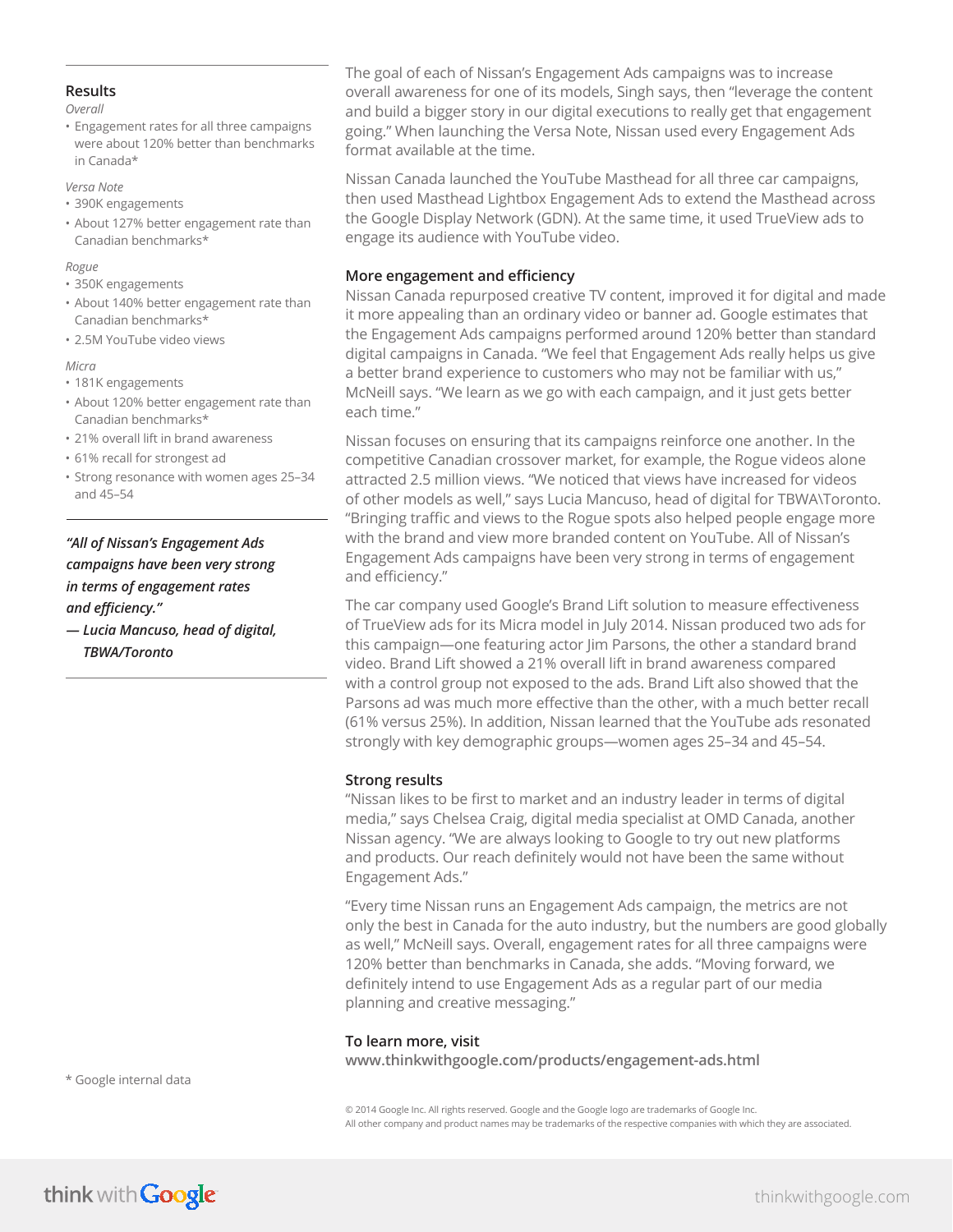## Results

*Overall*

- Engagement rates for all three campaigns were about 120% better than benchmarks in Canada*

*Versa Note*

- 390K engagements
- About 127% better engagement rate than Canadian benchmarks*

*Rogue*

- 350K engagements
- About 140% better engagement rate than Canadian benchmarks*
- 2.5M YouTube video views

*Micra*

- 181K engagements
- About 120% better engagement rate than Canadian benchmarks*
- 21% overall lift in brand awareness
- 61% recall for strongest ad
- Strong resonance with women ages 25–34 and 45–54

> ***"All of Nissan's Engagement Ads campaigns have been very strong in terms of engagement rates and efficiency."***
>
> ***— Lucia Mancuso, head of digital, TBWA/Toronto***

The goal of each of Nissan's Engagement Ads campaigns was to increase overall awareness for one of its models, Singh says, then "leverage the content and build a bigger story in our digital executions to really get that engagement going." When launching the Versa Note, Nissan used every Engagement Ads format available at the time.

Nissan Canada launched the YouTube Masthead for all three car campaigns, then used Masthead Lightbox Engagement Ads to extend the Masthead across the Google Display Network (GDN). At the same time, it used TrueView ads to engage its audience with YouTube video.

### More engagement and efficiency

Nissan Canada repurposed creative TV content, improved it for digital and made it more appealing than an ordinary video or banner ad. Google estimates that the Engagement Ads campaigns performed around 120% better than standard digital campaigns in Canada. "We feel that Engagement Ads really helps us give a better brand experience to customers who may not be familiar with us," McNeill says. "We learn as we go with each campaign, and it just gets better each time."

Nissan focuses on ensuring that its campaigns reinforce one another. In the competitive Canadian crossover market, for example, the Rogue videos alone attracted 2.5 million views. "We noticed that views have increased for videos of other models as well," says Lucia Mancuso, head of digital for TBWA\Toronto. "Bringing traffic and views to the Rogue spots also helped people engage more with the brand and view more branded content on YouTube. All of Nissan's Engagement Ads campaigns have been very strong in terms of engagement and efficiency."

The car company used Google's Brand Lift solution to measure effectiveness of TrueView ads for its Micra model in July 2014. Nissan produced two ads for this campaign—one featuring actor Jim Parsons, the other a standard brand video. Brand Lift showed a 21% overall lift in brand awareness compared with a control group not exposed to the ads. Brand Lift also showed that the Parsons ad was much more effective than the other, with a much better recall (61% versus 25%). In addition, Nissan learned that the YouTube ads resonated strongly with key demographic groups—women ages 25–34 and 45–54.

### Strong results

"Nissan likes to be first to market and an industry leader in terms of digital media," says Chelsea Craig, digital media specialist at OMD Canada, another Nissan agency. "We are always looking to Google to try out new platforms and products. Our reach definitely would not have been the same without Engagement Ads."

"Every time Nissan runs an Engagement Ads campaign, the metrics are not only the best in Canada for the auto industry, but the numbers are good globally as well," McNeill says. Overall, engagement rates for all three campaigns were 120% better than benchmarks in Canada, she adds. "Moving forward, we definitely intend to use Engagement Ads as a regular part of our media planning and creative messaging."

### To learn more, visit

**www.thinkwithgoogle.com/products/engagement-ads.html**

* Google internal data

© 2014 Google Inc. All rights reserved. Google and the Google logo are trademarks of Google Inc.
All other company and product names may be trademarks of the respective companies with which they are associated.